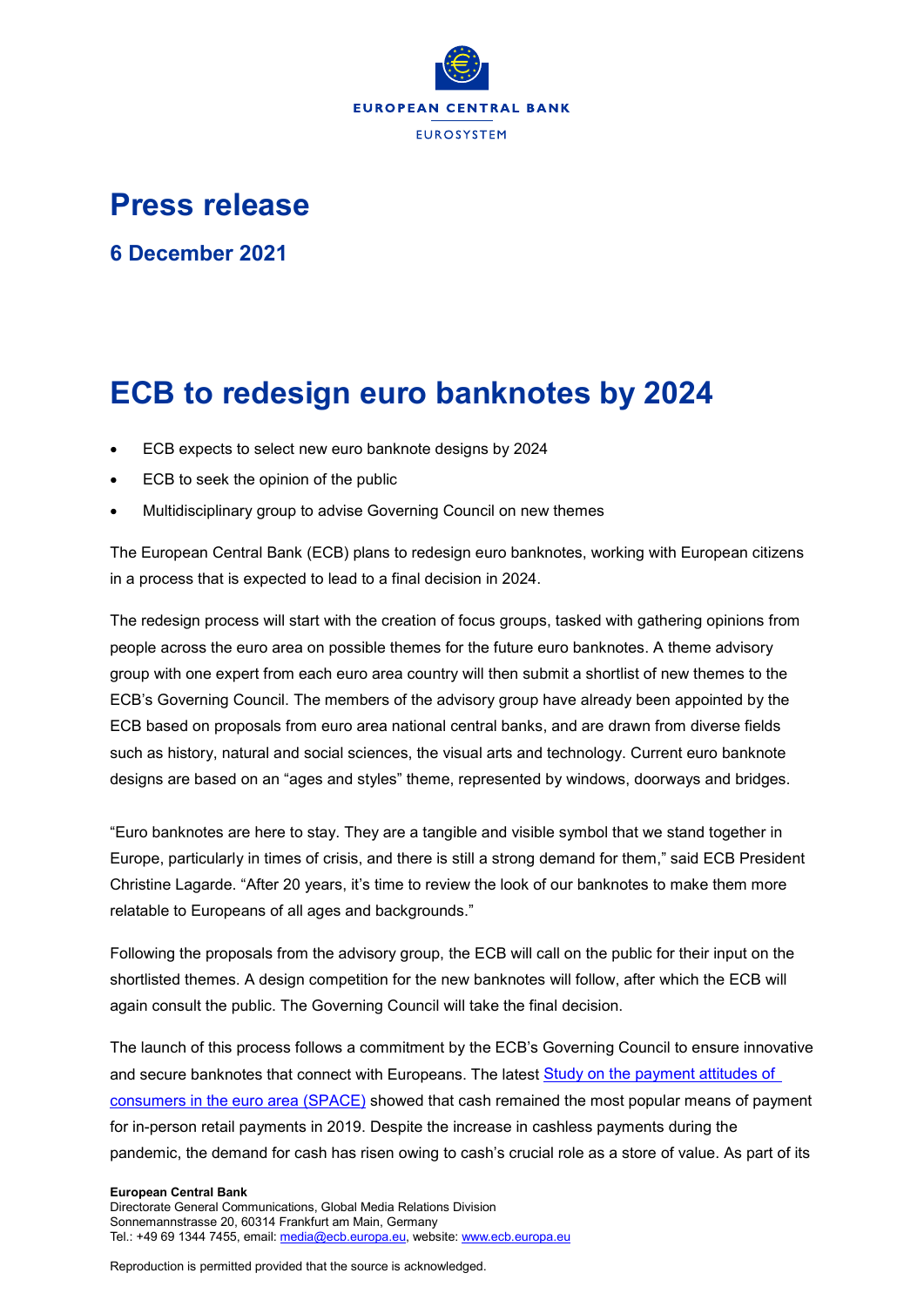# Press release

## 6 December 2021

# ECB to redesign euro banknotes by 2024

- ECB expects to select new euro banknote designs by 2024
- ECB to seek the opinion of the public
- Multidisciplinary group to advise Governing Council on new themes

The European Central Bank (ECB) plans to redesign euro banknotes, working with European citizens in a process that is expected to lead to a final decision in 2024.

The redesign process will start with the creation of focus groups, tasked with gathering opinions from people across the euro area on possible themes for the future euro banknotes. A theme advisory group with one expert from each euro area country will then submit a shortlist of new themes to the ECB's Governing Council. The members of the advisory group have already been appointed by the ECB based on proposals from euro area national central banks, and are drawn from diverse fields such as history, natural and social sciences, the visual arts and technology. Current euro banknote designs are based on an "ages and styles" theme, represented by windows, doorways and bridges.

"Euro banknotes are here to stay. They are a tangible and visible symbol that we stand together in Europe, particularly in times of crisis, and there is still a strong demand for them," said ECB President Christine Lagarde. "After 20 years, it's time to review the look of our banknotes to make them more relatable to Europeans of all ages and backgrounds."

Following the proposals from the advisory group, the ECB will call on the public for their input on the shortlisted themes. A design competition for the new banknotes will follow, after which the ECB will again consult the public. The Governing Council will take the final decision.

The launch of this process follows a commitment by the ECB's Governing Council to ensure innovative and secure banknotes that connect with Europeans. The latest [Study on the payment attitudes of consumers in the euro area (SPACE)](#) showed that cash remained the most popular means of payment for in-person retail payments in 2019. Despite the increase in cashless payments during the pandemic, the demand for cash has risen owing to cash's crucial role as a store of value. As part of its

**European Central Bank**
Directorate General Communications, Global Media Relations Division
Sonnemannstrasse 20, 60314 Frankfurt am Main, Germany
Tel.: +49 69 1344 7455, email: media@ecb.europa.eu, website: www.ecb.europa.eu

Reproduction is permitted provided that the source is acknowledged.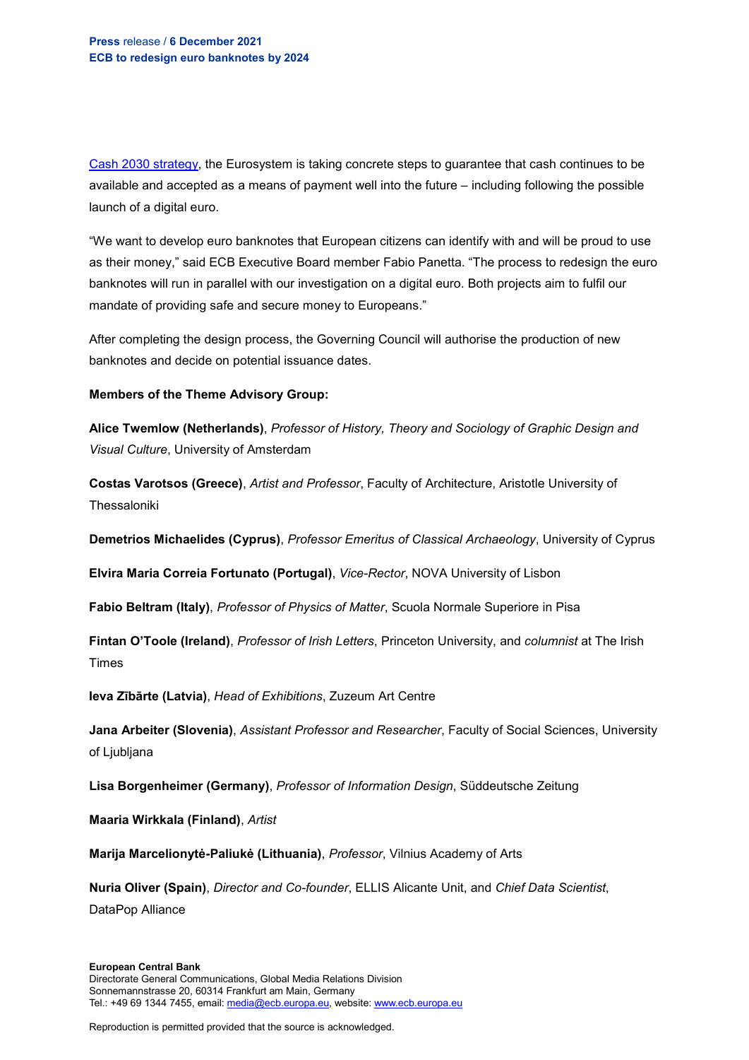Cash 2030 strategy, the Eurosystem is taking concrete steps to guarantee that cash continues to be available and accepted as a means of payment well into the future – including following the possible launch of a digital euro.

"We want to develop euro banknotes that European citizens can identify with and will be proud to use as their money," said ECB Executive Board member Fabio Panetta. "The process to redesign the euro banknotes will run in parallel with our investigation on a digital euro. Both projects aim to fulfil our mandate of providing safe and secure money to Europeans."

After completing the design process, the Governing Council will authorise the production of new banknotes and decide on potential issuance dates.

**Members of the Theme Advisory Group:**

**Alice Twemlow (Netherlands)**, *Professor of History, Theory and Sociology of Graphic Design and Visual Culture*, University of Amsterdam

**Costas Varotsos (Greece)**, *Artist and Professor*, Faculty of Architecture, Aristotle University of Thessaloniki

**Demetrios Michaelides (Cyprus)**, *Professor Emeritus of Classical Archaeology*, University of Cyprus

**Elvira Maria Correia Fortunato (Portugal)**, *Vice-Rector*, NOVA University of Lisbon

**Fabio Beltram (Italy)**, *Professor of Physics of Matter*, Scuola Normale Superiore in Pisa

**Fintan O'Toole (Ireland)**, *Professor of Irish Letters*, Princeton University, and *columnist* at The Irish Times

**Ieva Zībārte (Latvia)**, *Head of Exhibitions*, Zuzeum Art Centre

**Jana Arbeiter (Slovenia)**, *Assistant Professor and Researcher*, Faculty of Social Sciences, University of Ljubljana

**Lisa Borgenheimer (Germany)**, *Professor of Information Design*, Süddeutsche Zeitung

**Maaria Wirkkala (Finland)**, *Artist*

**Marija Marcelionytė-Paliukė (Lithuania)**, *Professor*, Vilnius Academy of Arts

**Nuria Oliver (Spain)**, *Director and Co-founder*, ELLIS Alicante Unit, and *Chief Data Scientist*, DataPop Alliance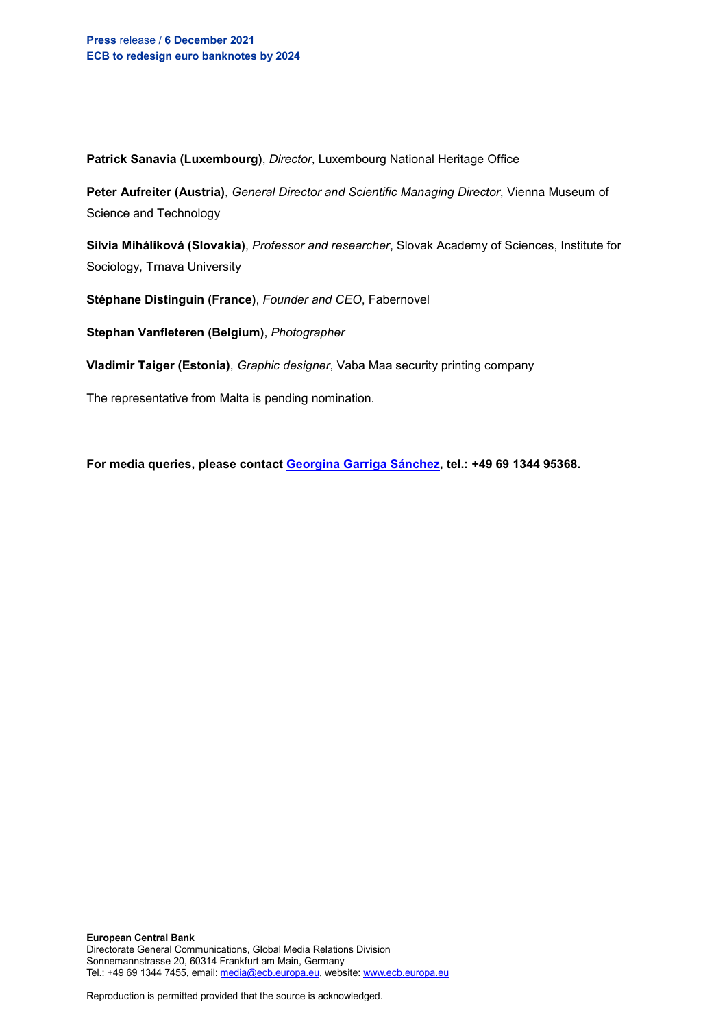**Patrick Sanavia (Luxembourg)**, *Director*, Luxembourg National Heritage Office

**Peter Aufreiter (Austria)**, *General Director and Scientific Managing Director*, Vienna Museum of Science and Technology

**Silvia Miháliková (Slovakia)**, *Professor and researcher*, Slovak Academy of Sciences, Institute for Sociology, Trnava University

**Stéphane Distinguin (France)**, *Founder and CEO*, Fabernovel

**Stephan Vanfleteren (Belgium)**, *Photographer*

**Vladimir Taiger (Estonia)**, *Graphic designer*, Vaba Maa security printing company

The representative from Malta is pending nomination.

**For media queries, please contact Georgina Garriga Sánchez, tel.: +49 69 1344 95368.**

**European Central Bank**
Directorate General Communications, Global Media Relations Division
Sonnemannstrasse 20, 60314 Frankfurt am Main, Germany
Tel.: +49 69 1344 7455, email: media@ecb.europa.eu, website: www.ecb.europa.eu

Reproduction is permitted provided that the source is acknowledged.